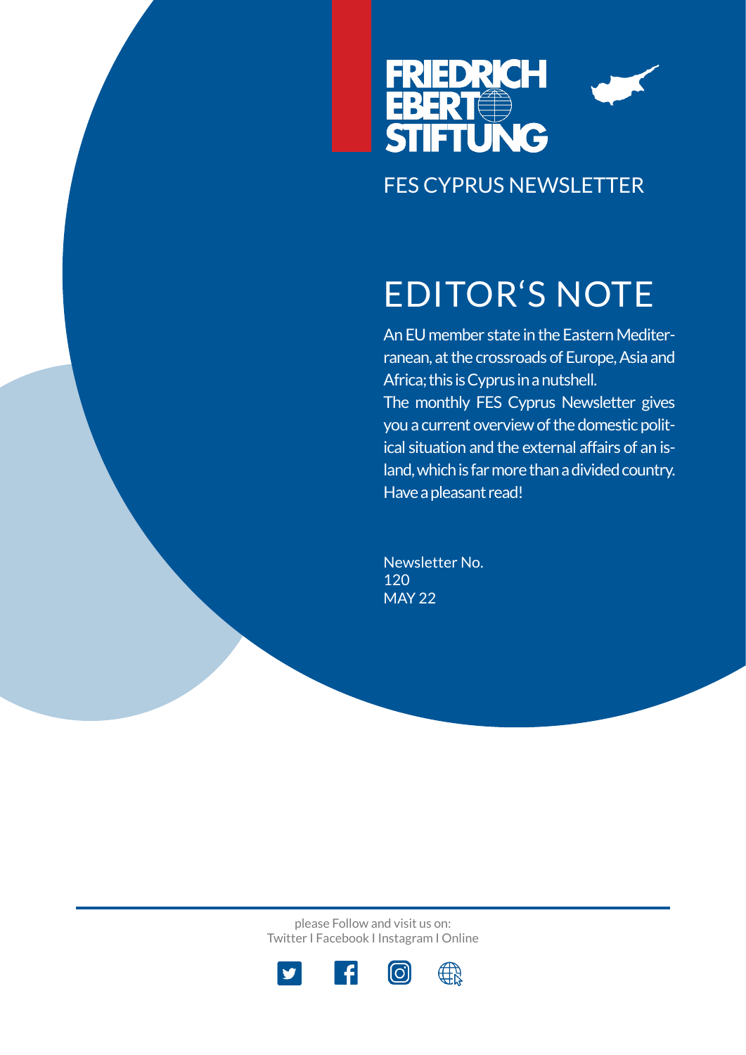FRIEDRICH EBERT STIFTUNG

FES CYPRUS NEWSLETTER

# EDITOR'S NOTE

An EU member state in the Eastern Mediterranean, at the crossroads of Europe, Asia and Africa; this is Cyprus in a nutshell.
The monthly FES Cyprus Newsletter gives you a current overview of the domestic political situation and the external affairs of an island, which is far more than a divided country. Have a pleasant read!

Newsletter No.
120
MAY 22

please Follow and visit us on:
Twitter I Facebook I Instagram I Online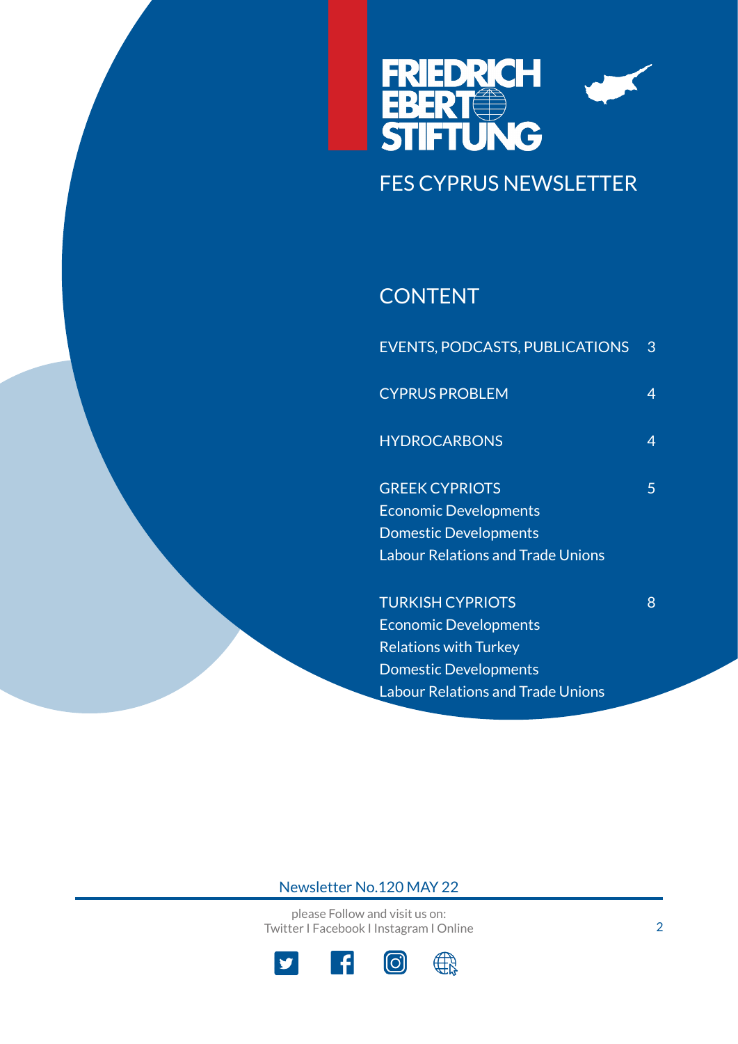FRIEDRICH EBERT STIFTUNG

# FES CYPRUS NEWSLETTER

## CONTENT

| | |
|---|---|
| EVENTS, PODCASTS, PUBLICATIONS | 3 |
| CYPRUS PROBLEM | 4 |
| HYDROCARBONS | 4 |
| GREEK CYPRIOTS<br>Economic Developments<br>Domestic Developments<br>Labour Relations and Trade Unions | 5 |
| TURKISH CYPRIOTS<br>Economic Developments<br>Relations with Turkey<br>Domestic Developments<br>Labour Relations and Trade Unions | 8 |

Newsletter No.120 MAY 22

please Follow and visit us on:
Twitter I Facebook I Instagram I Online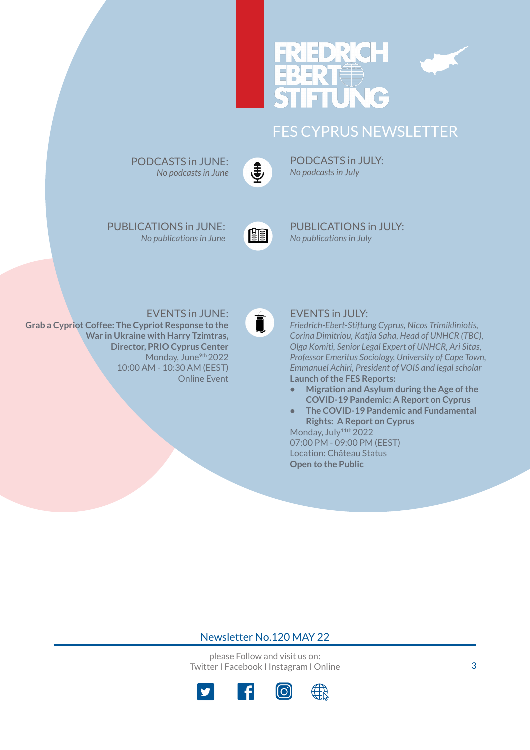# FES CYPRUS NEWSLETTER

## PODCASTS in JUNE:

*No podcasts in June*

## PODCASTS in JULY:

*No podcasts in July*

## PUBLICATIONS in JUNE:

*No publications in June*

## PUBLICATIONS in JULY:

*No publications in July*

## EVENTS in JUNE:

**Grab a Cypriot Coffee: The Cypriot Response to the War in Ukraine with Harry Tzimtras, Director, PRIO Cyprus Center**
Monday, June 9th 2022
10:00 AM - 10:30 AM (EEST)
Online Event

## EVENTS in JULY:

*Friedrich-Ebert-Stiftung Cyprus, Nicos Trimikliniotis, Corina Dimitriou, Katjia Saha, Head of UNHCR (TBC), Olga Komiti, Senior Legal Expert of UNHCR, Ari Sitas, Professor Emeritus Sociology, University of Cape Town, Emmanuel Achiri, President of VOIS and legal scholar*

**Launch of the FES Reports:**

- **Migration and Asylum during the Age of the COVID-19 Pandemic: A Report on Cyprus**
- **The COVID-19 Pandemic and Fundamental Rights: A Report on Cyprus**

Monday, July 11th 2022
07:00 PM - 09:00 PM (EEST)
Location: Château Status
**Open to the Public**

Newsletter No.120 MAY 22

please Follow and visit us on:
Twitter I Facebook I Instagram I Online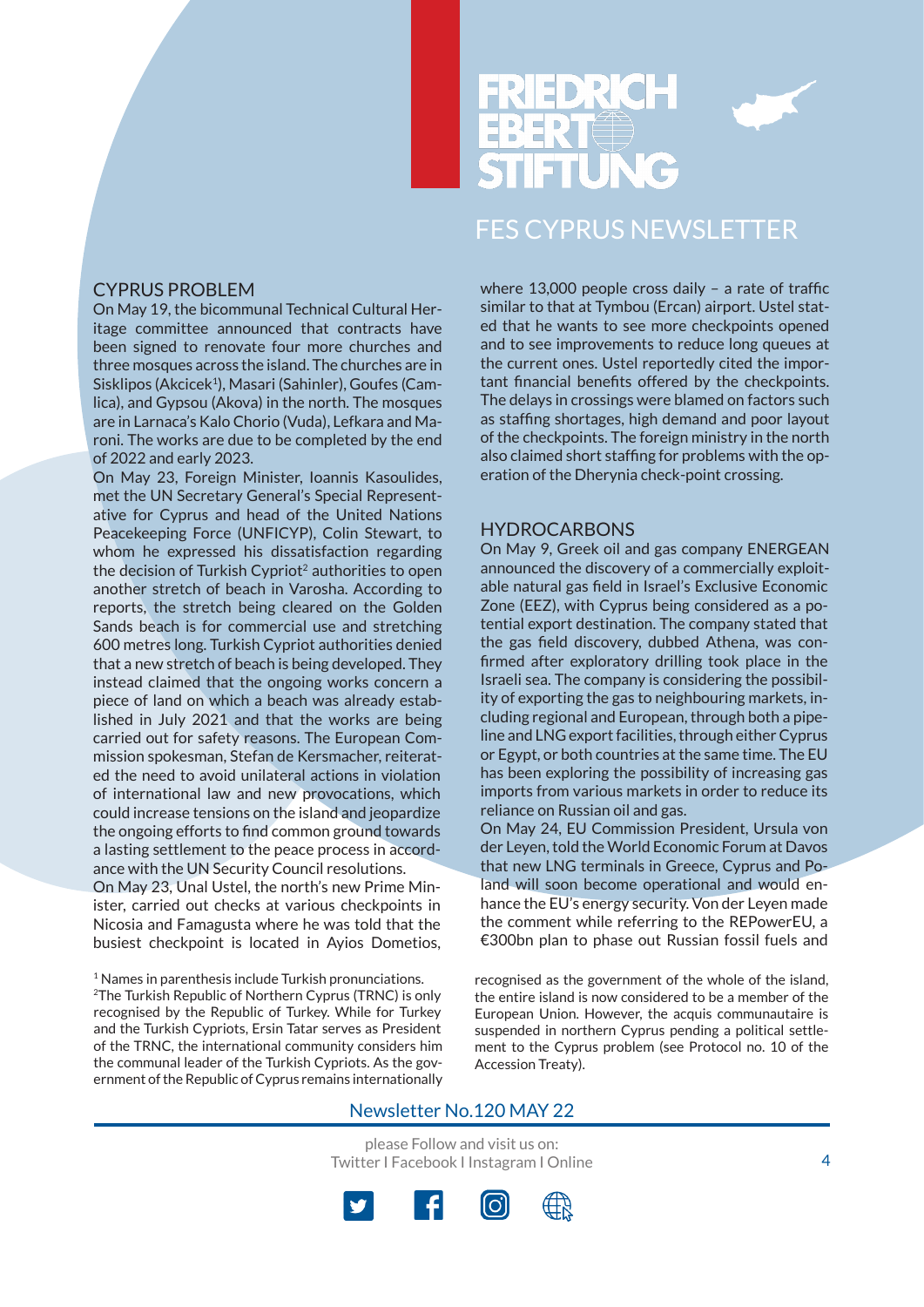## CYPRUS PROBLEM

On May 19, the bicommunal Technical Cultural Heritage committee announced that contracts have been signed to renovate four more churches and three mosques across the island. The churches are in Sisklipos (Akcicek[1]), Masari (Sahinler), Goufes (Camlica), and Gypsou (Akova) in the north. The mosques are in Larnaca's Kalo Chorio (Vuda), Lefkara and Maroni. The works are due to be completed by the end of 2022 and early 2023.

On May 23, Foreign Minister, Ioannis Kasoulides, met the UN Secretary General's Special Representative for Cyprus and head of the United Nations Peacekeeping Force (UNFICYP), Colin Stewart, to whom he expressed his dissatisfaction regarding the decision of Turkish Cypriot[2] authorities to open another stretch of beach in Varosha. According to reports, the stretch being cleared on the Golden Sands beach is for commercial use and stretching 600 metres long. Turkish Cypriot authorities denied that a new stretch of beach is being developed. They instead claimed that the ongoing works concern a piece of land on which a beach was already established in July 2021 and that the works are being carried out for safety reasons. The European Commission spokesman, Stefan de Kersmacher, reiterated the need to avoid unilateral actions in violation of international law and new provocations, which could increase tensions on the island and jeopardize the ongoing efforts to find common ground towards a lasting settlement to the peace process in accordance with the UN Security Council resolutions.

On May 23, Unal Ustel, the north's new Prime Minister, carried out checks at various checkpoints in Nicosia and Famagusta where he was told that the busiest checkpoint is located in Ayios Dometios, where 13,000 people cross daily – a rate of traffic similar to that at Tymbou (Ercan) airport. Ustel stated that he wants to see more checkpoints opened and to see improvements to reduce long queues at the current ones. Ustel reportedly cited the important financial benefits offered by the checkpoints. The delays in crossings were blamed on factors such as staffing shortages, high demand and poor layout of the checkpoints. The foreign ministry in the north also claimed short staffing for problems with the operation of the Dherynia check-point crossing.

## HYDROCARBONS

On May 9, Greek oil and gas company ENERGEAN announced the discovery of a commercially exploitable natural gas field in Israel's Exclusive Economic Zone (EEZ), with Cyprus being considered as a potential export destination. The company stated that the gas field discovery, dubbed Athena, was confirmed after exploratory drilling took place in the Israeli sea. The company is considering the possibility of exporting the gas to neighbouring markets, including regional and European, through both a pipeline and LNG export facilities, through either Cyprus or Egypt, or both countries at the same time. The EU has been exploring the possibility of increasing gas imports from various markets in order to reduce its reliance on Russian oil and gas.

On May 24, EU Commission President, Ursula von der Leyen, told the World Economic Forum at Davos that new LNG terminals in Greece, Cyprus and Poland will soon become operational and would enhance the EU's energy security. Von der Leyen made the comment while referring to the REPowerEU, a €300bn plan to phase out Russian fossil fuels and

---

[1] Names in parenthesis include Turkish pronunciations.

[2] The Turkish Republic of Northern Cyprus (TRNC) is only recognised by the Republic of Turkey. While for Turkey and the Turkish Cypriots, Ersin Tatar serves as President of the TRNC, the international community considers him the communal leader of the Turkish Cypriots. As the government of the Republic of Cyprus remains internationally recognised as the government of the whole of the island, the entire island is now considered to be a member of the European Union. However, the acquis communautaire is suspended in northern Cyprus pending a political settlement to the Cyprus problem (see Protocol no. 10 of the Accession Treaty).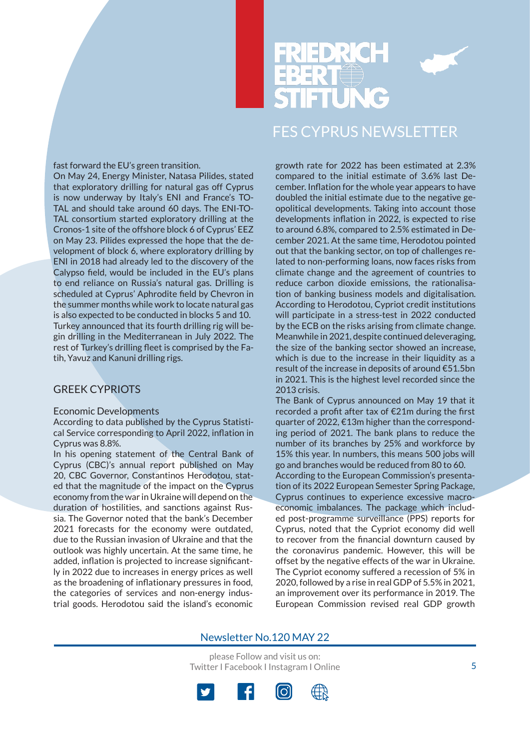fast forward the EU's green transition.

On May 24, Energy Minister, Natasa Pilides, stated that exploratory drilling for natural gas off Cyprus is now underway by Italy's ENI and France's TOTAL and should take around 60 days. The ENI-TOTAL consortium started exploratory drilling at the Cronos-1 site of the offshore block 6 of Cyprus' EEZ on May 23. Pilides expressed the hope that the development of block 6, where exploratory drilling by ENI in 2018 had already led to the discovery of the Calypso field, would be included in the EU's plans to end reliance on Russia's natural gas. Drilling is scheduled at Cyprus' Aphrodite field by Chevron in the summer months while work to locate natural gas is also expected to be conducted in blocks 5 and 10.

Turkey announced that its fourth drilling rig will begin drilling in the Mediterranean in July 2022. The rest of Turkey's drilling fleet is comprised by the Fatih, Yavuz and Kanuni drilling rigs.

## GREEK CYPRIOTS

### Economic Developments

According to data published by the Cyprus Statistical Service corresponding to April 2022, inflation in Cyprus was 8.8%.

In his opening statement of the Central Bank of Cyprus (CBC)'s annual report published on May 20, CBC Governor, Constantinos Herodotou, stated that the magnitude of the impact on the Cyprus economy from the war in Ukraine will depend on the duration of hostilities, and sanctions against Russia. The Governor noted that the bank's December 2021 forecasts for the economy were outdated, due to the Russian invasion of Ukraine and that the outlook was highly uncertain. At the same time, he added, inflation is projected to increase significantly in 2022 due to increases in energy prices as well as the broadening of inflationary pressures in food, the categories of services and non-energy industrial goods. Herodotou said the island's economic growth rate for 2022 has been estimated at 2.3% compared to the initial estimate of 3.6% last December. Inflation for the whole year appears to have doubled the initial estimate due to the negative geopolitical developments. Taking into account those developments inflation in 2022, is expected to rise to around 6.8%, compared to 2.5% estimated in December 2021. At the same time, Herodotou pointed out that the banking sector, on top of challenges related to non-performing loans, now faces risks from climate change and the agreement of countries to reduce carbon dioxide emissions, the rationalisation of banking business models and digitalisation. According to Herodotou, Cypriot credit institutions will participate in a stress-test in 2022 conducted by the ECB on the risks arising from climate change. Meanwhile in 2021, despite continued deleveraging, the size of the banking sector showed an increase, which is due to the increase in their liquidity as a result of the increase in deposits of around €51.5bn in 2021. This is the highest level recorded since the 2013 crisis.

The Bank of Cyprus announced on May 19 that it recorded a profit after tax of €21m during the first quarter of 2022, €13m higher than the corresponding period of 2021. The bank plans to reduce the number of its branches by 25% and workforce by 15% this year. In numbers, this means 500 jobs will go and branches would be reduced from 80 to 60.

According to the European Commission's presentation of its 2022 European Semester Spring Package, Cyprus continues to experience excessive macroeconomic imbalances. The package which included post-programme surveillance (PPS) reports for Cyprus, noted that the Cypriot economy did well to recover from the financial downturn caused by the coronavirus pandemic. However, this will be offset by the negative effects of the war in Ukraine. The Cypriot economy suffered a recession of 5% in 2020, followed by a rise in real GDP of 5.5% in 2021, an improvement over its performance in 2019. The European Commission revised real GDP growth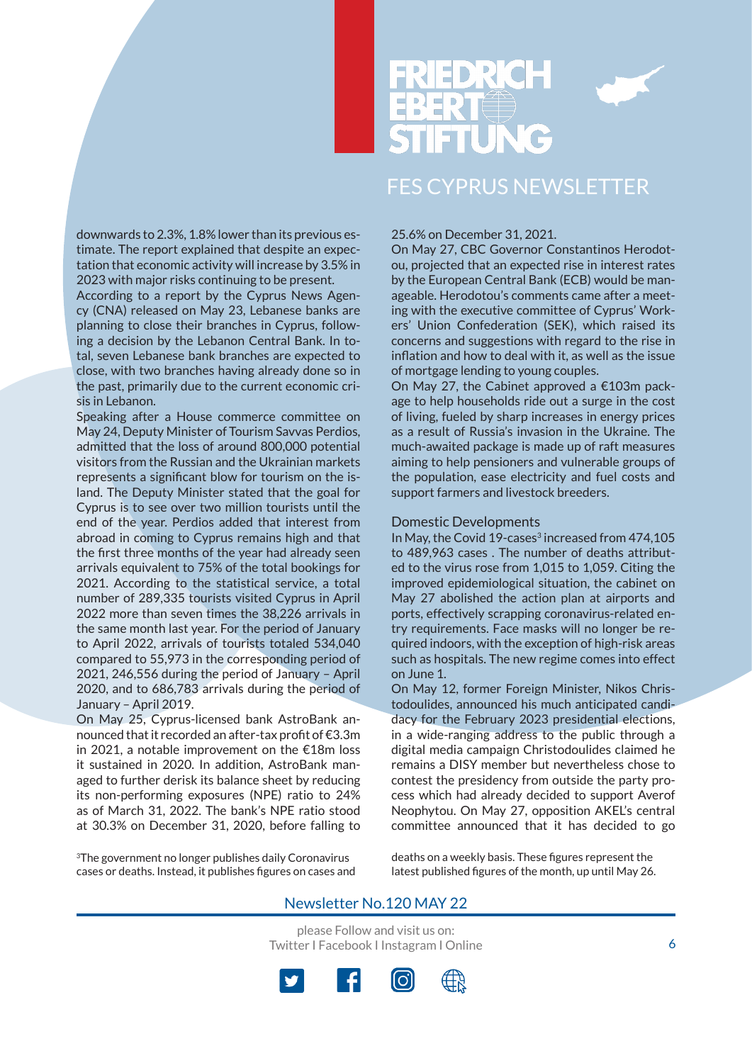downwards to 2.3%, 1.8% lower than its previous estimate. The report explained that despite an expectation that economic activity will increase by 3.5% in 2023 with major risks continuing to be present.

According to a report by the Cyprus News Agency (CNA) released on May 23, Lebanese banks are planning to close their branches in Cyprus, following a decision by the Lebanon Central Bank. In total, seven Lebanese bank branches are expected to close, with two branches having already done so in the past, primarily due to the current economic crisis in Lebanon.

Speaking after a House commerce committee on May 24, Deputy Minister of Tourism Savvas Perdios, admitted that the loss of around 800,000 potential visitors from the Russian and the Ukrainian markets represents a significant blow for tourism on the island. The Deputy Minister stated that the goal for Cyprus is to see over two million tourists until the end of the year. Perdios added that interest from abroad in coming to Cyprus remains high and that the first three months of the year had already seen arrivals equivalent to 75% of the total bookings for 2021. According to the statistical service, a total number of 289,335 tourists visited Cyprus in April 2022 more than seven times the 38,226 arrivals in the same month last year. For the period of January to April 2022, arrivals of tourists totaled 534,040 compared to 55,973 in the corresponding period of 2021, 246,556 during the period of January – April 2020, and to 686,783 arrivals during the period of January – April 2019.

On May 25, Cyprus-licensed bank AstroBank announced that it recorded an after-tax profit of €3.3m in 2021, a notable improvement on the €18m loss it sustained in 2020. In addition, AstroBank managed to further derisk its balance sheet by reducing its non-performing exposures (NPE) ratio to 24% as of March 31, 2022. The bank's NPE ratio stood at 30.3% on December 31, 2020, before falling to 25.6% on December 31, 2021.

On May 27, CBC Governor Constantinos Herodotou, projected that an expected rise in interest rates by the European Central Bank (ECB) would be manageable. Herodotou's comments came after a meeting with the executive committee of Cyprus' Workers' Union Confederation (SEK), which raised its concerns and suggestions with regard to the rise in inflation and how to deal with it, as well as the issue of mortgage lending to young couples.

On May 27, the Cabinet approved a €103m package to help households ride out a surge in the cost of living, fueled by sharp increases in energy prices as a result of Russia's invasion in the Ukraine. The much-awaited package is made up of raft measures aiming to help pensioners and vulnerable groups of the population, ease electricity and fuel costs and support farmers and livestock breeders.

## Domestic Developments

In May, the Covid 19-cases[3] increased from 474,105 to 489,963 cases . The number of deaths attributed to the virus rose from 1,015 to 1,059. Citing the improved epidemiological situation, the cabinet on May 27 abolished the action plan at airports and ports, effectively scrapping coronavirus-related entry requirements. Face masks will no longer be required indoors, with the exception of high-risk areas such as hospitals. The new regime comes into effect on June 1.

On May 12, former Foreign Minister, Nikos Christodoulides, announced his much anticipated candidacy for the February 2023 presidential elections, in a wide-ranging address to the public through a digital media campaign Christodoulides claimed he remains a DISY member but nevertheless chose to contest the presidency from outside the party process which had already decided to support Averof Neophytou. On May 27, opposition AKEL's central committee announced that it has decided to go

[3]The government no longer publishes daily Coronavirus cases or deaths. Instead, it publishes figures on cases and deaths on a weekly basis. These figures represent the latest published figures of the month, up until May 26.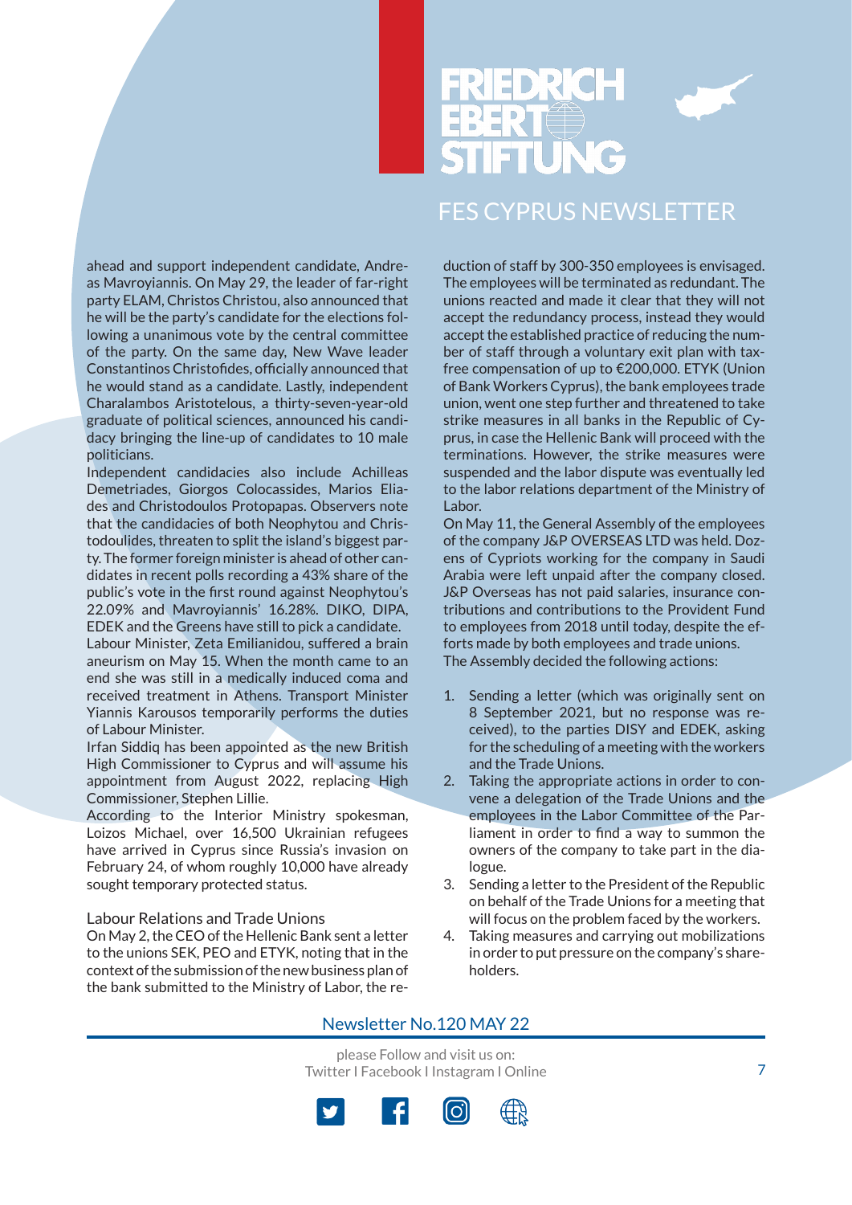ahead and support independent candidate, Andreas Mavroyiannis. On May 29, the leader of far-right party ELAM, Christos Christou, also announced that he will be the party's candidate for the elections following a unanimous vote by the central committee of the party. On the same day, New Wave leader Constantinos Christofides, officially announced that he would stand as a candidate. Lastly, independent Charalambos Aristotelous, a thirty-seven-year-old graduate of political sciences, announced his candidacy bringing the line-up of candidates to 10 male politicians.

Independent candidacies also include Achilleas Demetriades, Giorgos Colocassides, Marios Eliades and Christodoulos Protopapas. Observers note that the candidacies of both Neophytou and Christodoulides, threaten to split the island's biggest party. The former foreign minister is ahead of other candidates in recent polls recording a 43% share of the public's vote in the first round against Neophytou's 22.09% and Mavroyiannis' 16.28%. DIKO, DIPA, EDEK and the Greens have still to pick a candidate.

Labour Minister, Zeta Emilianidou, suffered a brain aneurism on May 15. When the month came to an end she was still in a medically induced coma and received treatment in Athens. Transport Minister Yiannis Karousos temporarily performs the duties of Labour Minister.

Irfan Siddiq has been appointed as the new British High Commissioner to Cyprus and will assume his appointment from August 2022, replacing High Commissioner, Stephen Lillie.

According to the Interior Ministry spokesman, Loizos Michael, over 16,500 Ukrainian refugees have arrived in Cyprus since Russia's invasion on February 24, of whom roughly 10,000 have already sought temporary protected status.

## Labour Relations and Trade Unions

On May 2, the CEO of the Hellenic Bank sent a letter to the unions SEK, PEO and ETYK, noting that in the context of the submission of the new business plan of the bank submitted to the Ministry of Labor, the reduction of staff by 300-350 employees is envisaged. The employees will be terminated as redundant. The unions reacted and made it clear that they will not accept the redundancy process, instead they would accept the established practice of reducing the number of staff through a voluntary exit plan with tax-free compensation of up to €200,000. ETYK (Union of Bank Workers Cyprus), the bank employees trade union, went one step further and threatened to take strike measures in all banks in the Republic of Cyprus, in case the Hellenic Bank will proceed with the terminations. However, the strike measures were suspended and the labor dispute was eventually led to the labor relations department of the Ministry of Labor.

On May 11, the General Assembly of the employees of the company J&P OVERSEAS LTD was held. Dozens of Cypriots working for the company in Saudi Arabia were left unpaid after the company closed. J&P Overseas has not paid salaries, insurance contributions and contributions to the Provident Fund to employees from 2018 until today, despite the efforts made by both employees and trade unions.

The Assembly decided the following actions:

1. Sending a letter (which was originally sent on 8 September 2021, but no response was received), to the parties DISY and EDEK, asking for the scheduling of a meeting with the workers and the Trade Unions.
2. Taking the appropriate actions in order to convene a delegation of the Trade Unions and the employees in the Labor Committee of the Parliament in order to find a way to summon the owners of the company to take part in the dialogue.
3. Sending a letter to the President of the Republic on behalf of the Trade Unions for a meeting that will focus on the problem faced by the workers.
4. Taking measures and carrying out mobilizations in order to put pressure on the company's shareholders.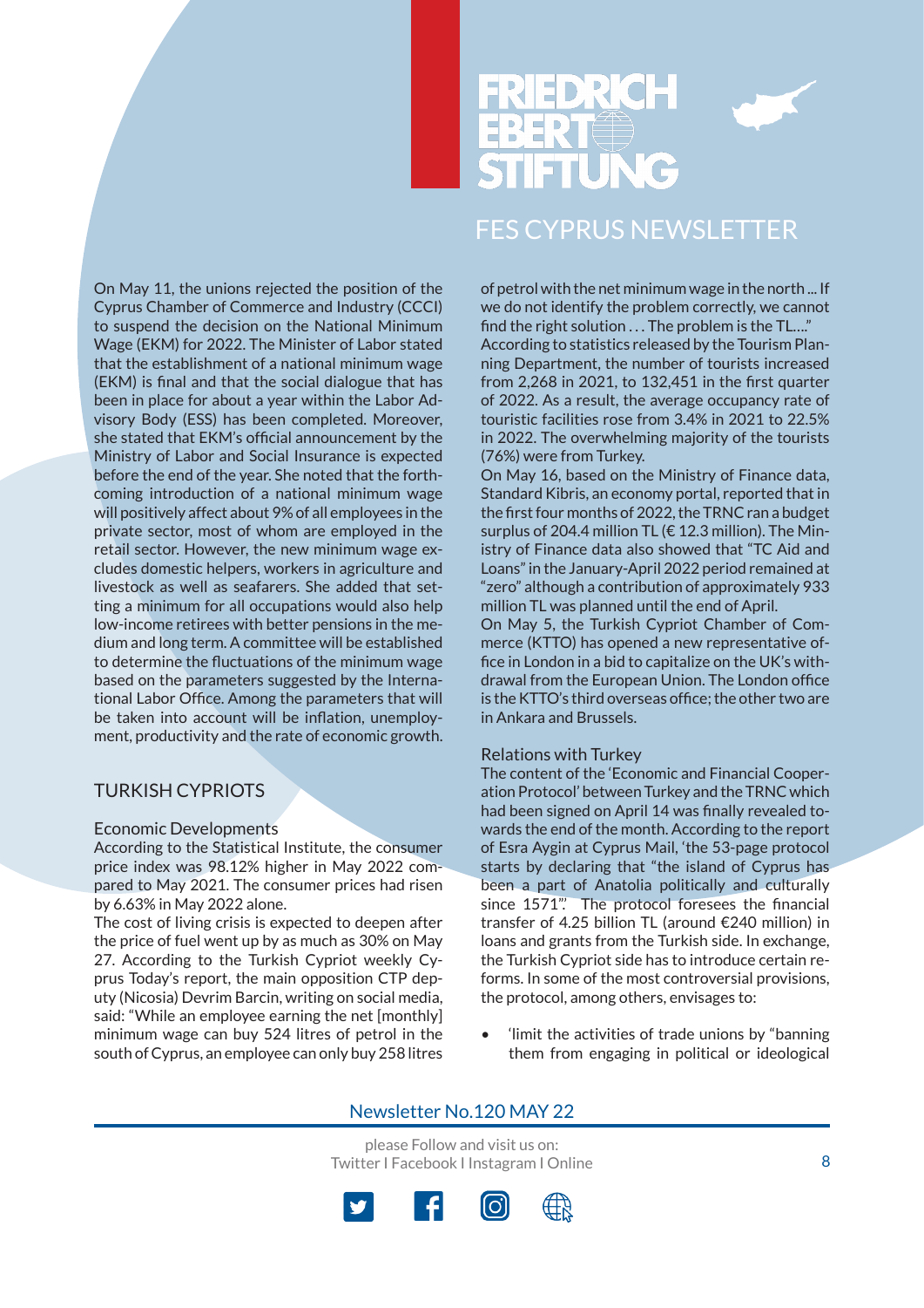On May 11, the unions rejected the position of the Cyprus Chamber of Commerce and Industry (CCCI) to suspend the decision on the National Minimum Wage (EKM) for 2022. The Minister of Labor stated that the establishment of a national minimum wage (EKM) is final and that the social dialogue that has been in place for about a year within the Labor Advisory Body (ESS) has been completed. Moreover, she stated that EKM's official announcement by the Ministry of Labor and Social Insurance is expected before the end of the year. She noted that the forthcoming introduction of a national minimum wage will positively affect about 9% of all employees in the private sector, most of whom are employed in the retail sector. However, the new minimum wage excludes domestic helpers, workers in agriculture and livestock as well as seafarers. She added that setting a minimum for all occupations would also help low-income retirees with better pensions in the medium and long term. A committee will be established to determine the fluctuations of the minimum wage based on the parameters suggested by the International Labor Office. Among the parameters that will be taken into account will be inflation, unemployment, productivity and the rate of economic growth.

## TURKISH CYPRIOTS

### Economic Developments

According to the Statistical Institute, the consumer price index was 98.12% higher in May 2022 compared to May 2021. The consumer prices had risen by 6.63% in May 2022 alone.

The cost of living crisis is expected to deepen after the price of fuel went up by as much as 30% on May 27. According to the Turkish Cypriot weekly Cyprus Today's report, the main opposition CTP deputy (Nicosia) Devrim Barcin, writing on social media, said: "While an employee earning the net [monthly] minimum wage can buy 524 litres of petrol in the south of Cyprus, an employee can only buy 258 litres of petrol with the net minimum wage in the north ... If we do not identify the problem correctly, we cannot find the right solution . . . The problem is the TL...."

According to statistics released by the Tourism Planning Department, the number of tourists increased from 2,268 in 2021, to 132,451 in the first quarter of 2022. As a result, the average occupancy rate of touristic facilities rose from 3.4% in 2021 to 22.5% in 2022. The overwhelming majority of the tourists (76%) were from Turkey.

On May 16, based on the Ministry of Finance data, Standard Kibris, an economy portal, reported that in the first four months of 2022, the TRNC ran a budget surplus of 204.4 million TL (€ 12.3 million). The Ministry of Finance data also showed that "TC Aid and Loans" in the January-April 2022 period remained at "zero" although a contribution of approximately 933 million TL was planned until the end of April.

On May 5, the Turkish Cypriot Chamber of Commerce (KTTO) has opened a new representative office in London in a bid to capitalize on the UK's withdrawal from the European Union. The London office is the KTTO's third overseas office; the other two are in Ankara and Brussels.

### Relations with Turkey

The content of the 'Economic and Financial Cooperation Protocol' between Turkey and the TRNC which had been signed on April 14 was finally revealed towards the end of the month. According to the report of Esra Aygin at Cyprus Mail, 'the 53-page protocol starts by declaring that "the island of Cyprus has been a part of Anatolia politically and culturally since 1571".' The protocol foresees the financial transfer of 4.25 billion TL (around €240 million) in loans and grants from the Turkish side. In exchange, the Turkish Cypriot side has to introduce certain reforms. In some of the most controversial provisions, the protocol, among others, envisages to:

- 'limit the activities of trade unions by "banning them from engaging in political or ideological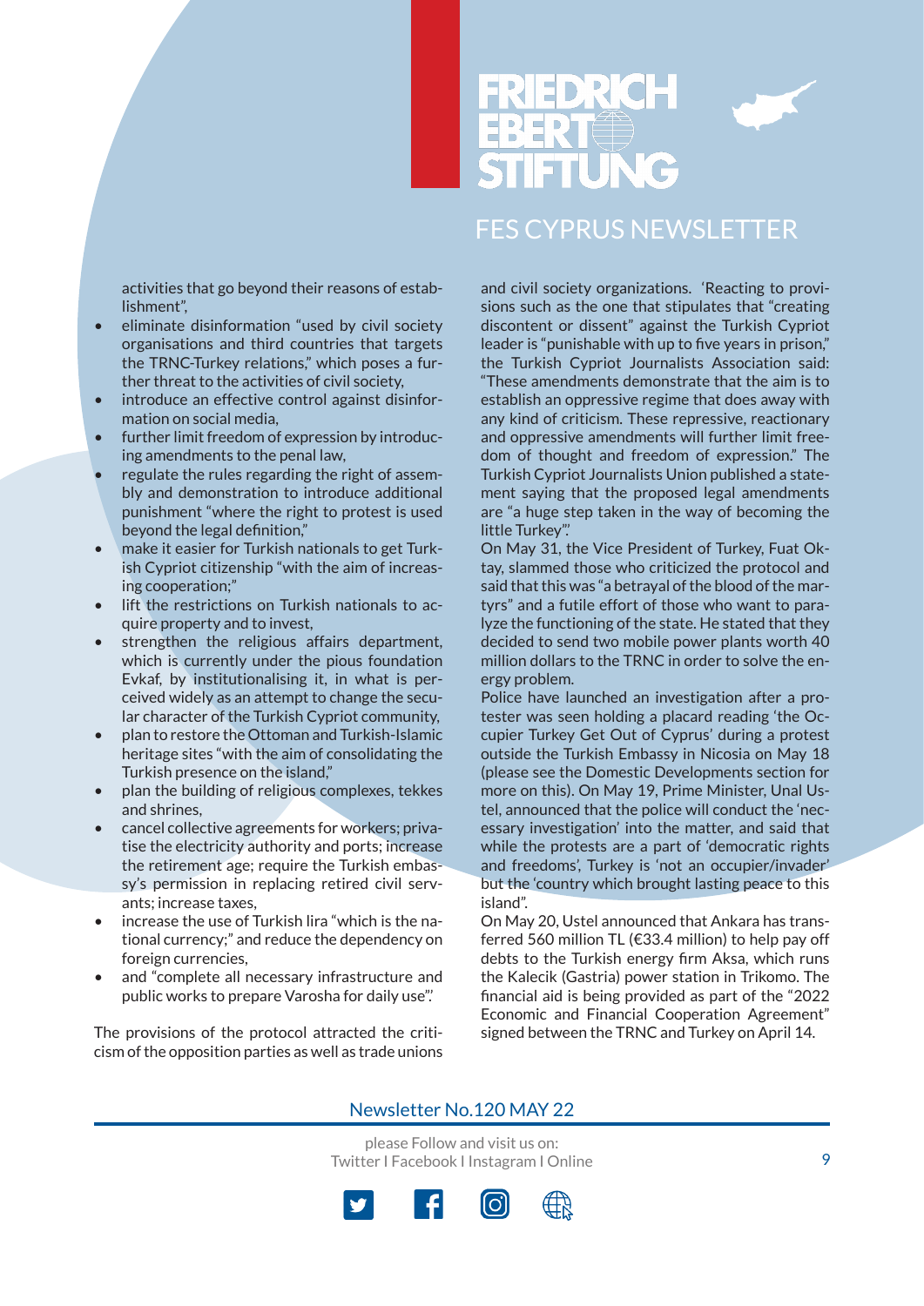activities that go beyond their reasons of establishment",

- eliminate disinformation "used by civil society organisations and third countries that targets the TRNC-Turkey relations," which poses a further threat to the activities of civil society,
- introduce an effective control against disinformation on social media,
- further limit freedom of expression by introducing amendments to the penal law,
- regulate the rules regarding the right of assembly and demonstration to introduce additional punishment "where the right to protest is used beyond the legal definition,"
- make it easier for Turkish nationals to get Turkish Cypriot citizenship "with the aim of increasing cooperation;"
- lift the restrictions on Turkish nationals to acquire property and to invest,
- strengthen the religious affairs department, which is currently under the pious foundation Evkaf, by institutionalising it, in what is perceived widely as an attempt to change the secular character of the Turkish Cypriot community,
- plan to restore the Ottoman and Turkish-Islamic heritage sites "with the aim of consolidating the Turkish presence on the island,"
- plan the building of religious complexes, tekkes and shrines,
- cancel collective agreements for workers; privatise the electricity authority and ports; increase the retirement age; require the Turkish embassy's permission in replacing retired civil servants; increase taxes,
- increase the use of Turkish lira "which is the national currency;" and reduce the dependency on foreign currencies,
- and "complete all necessary infrastructure and public works to prepare Varosha for daily use".

The provisions of the protocol attracted the criticism of the opposition parties as well as trade unions and civil society organizations. 'Reacting to provisions such as the one that stipulates that "creating discontent or dissent" against the Turkish Cypriot leader is "punishable with up to five years in prison," the Turkish Cypriot Journalists Association said: "These amendments demonstrate that the aim is to establish an oppressive regime that does away with any kind of criticism. These repressive, reactionary and oppressive amendments will further limit freedom of thought and freedom of expression." The Turkish Cypriot Journalists Union published a statement saying that the proposed legal amendments are "a huge step taken in the way of becoming the little Turkey".

On May 31, the Vice President of Turkey, Fuat Oktay, slammed those who criticized the protocol and said that this was "a betrayal of the blood of the martyrs" and a futile effort of those who want to paralyze the functioning of the state. He stated that they decided to send two mobile power plants worth 40 million dollars to the TRNC in order to solve the energy problem.

Police have launched an investigation after a protester was seen holding a placard reading 'the Occupier Turkey Get Out of Cyprus' during a protest outside the Turkish Embassy in Nicosia on May 18 (please see the Domestic Developments section for more on this). On May 19, Prime Minister, Unal Ustel, announced that the police will conduct the 'necessary investigation' into the matter, and said that while the protests are a part of 'democratic rights and freedoms', Turkey is 'not an occupier/invader' but the 'country which brought lasting peace to this island".

On May 20, Ustel announced that Ankara has transferred 560 million TL (€33.4 million) to help pay off debts to the Turkish energy firm Aksa, which runs the Kalecik (Gastria) power station in Trikomo. The financial aid is being provided as part of the "2022 Economic and Financial Cooperation Agreement" signed between the TRNC and Turkey on April 14.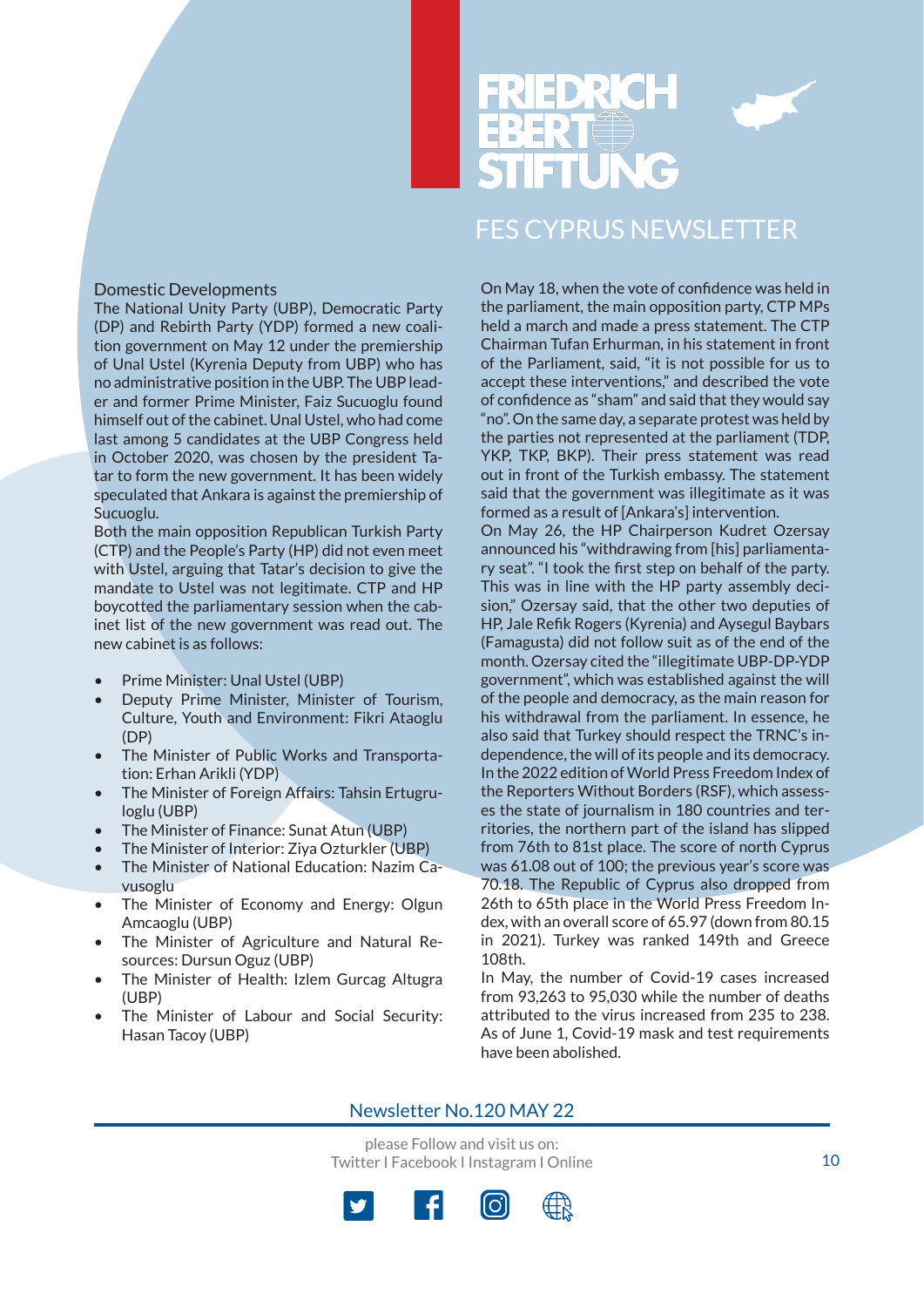## Domestic Developments

The National Unity Party (UBP), Democratic Party (DP) and Rebirth Party (YDP) formed a new coalition government on May 12 under the premiership of Unal Ustel (Kyrenia Deputy from UBP) who has no administrative position in the UBP. The UBP leader and former Prime Minister, Faiz Sucuoglu found himself out of the cabinet. Unal Ustel, who had come last among 5 candidates at the UBP Congress held in October 2020, was chosen by the president Tatar to form the new government. It has been widely speculated that Ankara is against the premiership of Sucuoglu.

Both the main opposition Republican Turkish Party (CTP) and the People's Party (HP) did not even meet with Ustel, arguing that Tatar's decision to give the mandate to Ustel was not legitimate. CTP and HP boycotted the parliamentary session when the cabinet list of the new government was read out. The new cabinet is as follows:

- Prime Minister: Unal Ustel (UBP)
- Deputy Prime Minister, Minister of Tourism, Culture, Youth and Environment: Fikri Ataoglu (DP)
- The Minister of Public Works and Transportation: Erhan Arikli (YDP)
- The Minister of Foreign Affairs: Tahsin Ertugruloglu (UBP)
- The Minister of Finance: Sunat Atun (UBP)
- The Minister of Interior: Ziya Ozturkler (UBP)
- The Minister of National Education: Nazim Cavusoglu
- The Minister of Economy and Energy: Olgun Amcaoglu (UBP)
- The Minister of Agriculture and Natural Resources: Dursun Oguz (UBP)
- The Minister of Health: Izlem Gurcag Altugra (UBP)
- The Minister of Labour and Social Security: Hasan Tacoy (UBP)

On May 18, when the vote of confidence was held in the parliament, the main opposition party, CTP MPs held a march and made a press statement. The CTP Chairman Tufan Erhurman, in his statement in front of the Parliament, said, "it is not possible for us to accept these interventions," and described the vote of confidence as "sham" and said that they would say "no". On the same day, a separate protest was held by the parties not represented at the parliament (TDP, YKP, TKP, BKP). Their press statement was read out in front of the Turkish embassy. The statement said that the government was illegitimate as it was formed as a result of [Ankara's] intervention.

On May 26, the HP Chairperson Kudret Ozersay announced his "withdrawing from [his] parliamentary seat". "I took the first step on behalf of the party. This was in line with the HP party assembly decision," Ozersay said, that the other two deputies of HP, Jale Refik Rogers (Kyrenia) and Aysegul Baybars (Famagusta) did not follow suit as of the end of the month. Ozersay cited the "illegitimate UBP-DP-YDP government", which was established against the will of the people and democracy, as the main reason for his withdrawal from the parliament. In essence, he also said that Turkey should respect the TRNC's independence, the will of its people and its democracy.

In the 2022 edition of World Press Freedom Index of the Reporters Without Borders (RSF), which assesses the state of journalism in 180 countries and territories, the northern part of the island has slipped from 76th to 81st place. The score of north Cyprus was 61.08 out of 100; the previous year's score was 70.18. The Republic of Cyprus also dropped from 26th to 65th place in the World Press Freedom Index, with an overall score of 65.97 (down from 80.15 in 2021). Turkey was ranked 149th and Greece 108th.

In May, the number of Covid-19 cases increased from 93,263 to 95,030 while the number of deaths attributed to the virus increased from 235 to 238. As of June 1, Covid-19 mask and test requirements have been abolished.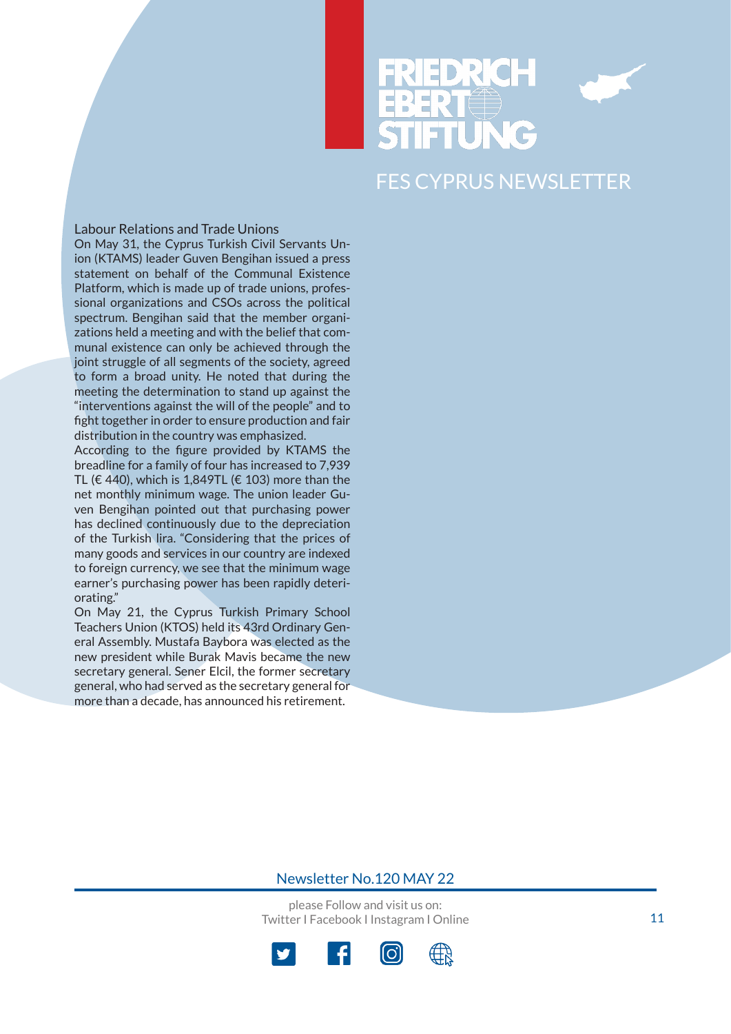## Labour Relations and Trade Unions

On May 31, the Cyprus Turkish Civil Servants Union (KTAMS) leader Guven Bengihan issued a press statement on behalf of the Communal Existence Platform, which is made up of trade unions, professional organizations and CSOs across the political spectrum. Bengihan said that the member organizations held a meeting and with the belief that communal existence can only be achieved through the joint struggle of all segments of the society, agreed to form a broad unity. He noted that during the meeting the determination to stand up against the "interventions against the will of the people" and to fight together in order to ensure production and fair distribution in the country was emphasized.

According to the figure provided by KTAMS the breadline for a family of four has increased to 7,939 TL (€ 440), which is 1,849TL (€ 103) more than the net monthly minimum wage. The union leader Guven Bengihan pointed out that purchasing power has declined continuously due to the depreciation of the Turkish lira. "Considering that the prices of many goods and services in our country are indexed to foreign currency, we see that the minimum wage earner's purchasing power has been rapidly deteriorating."

On May 21, the Cyprus Turkish Primary School Teachers Union (KTOS) held its 43rd Ordinary General Assembly. Mustafa Baybora was elected as the new president while Burak Mavis became the new secretary general. Sener Elcil, the former secretary general, who had served as the secretary general for more than a decade, has announced his retirement.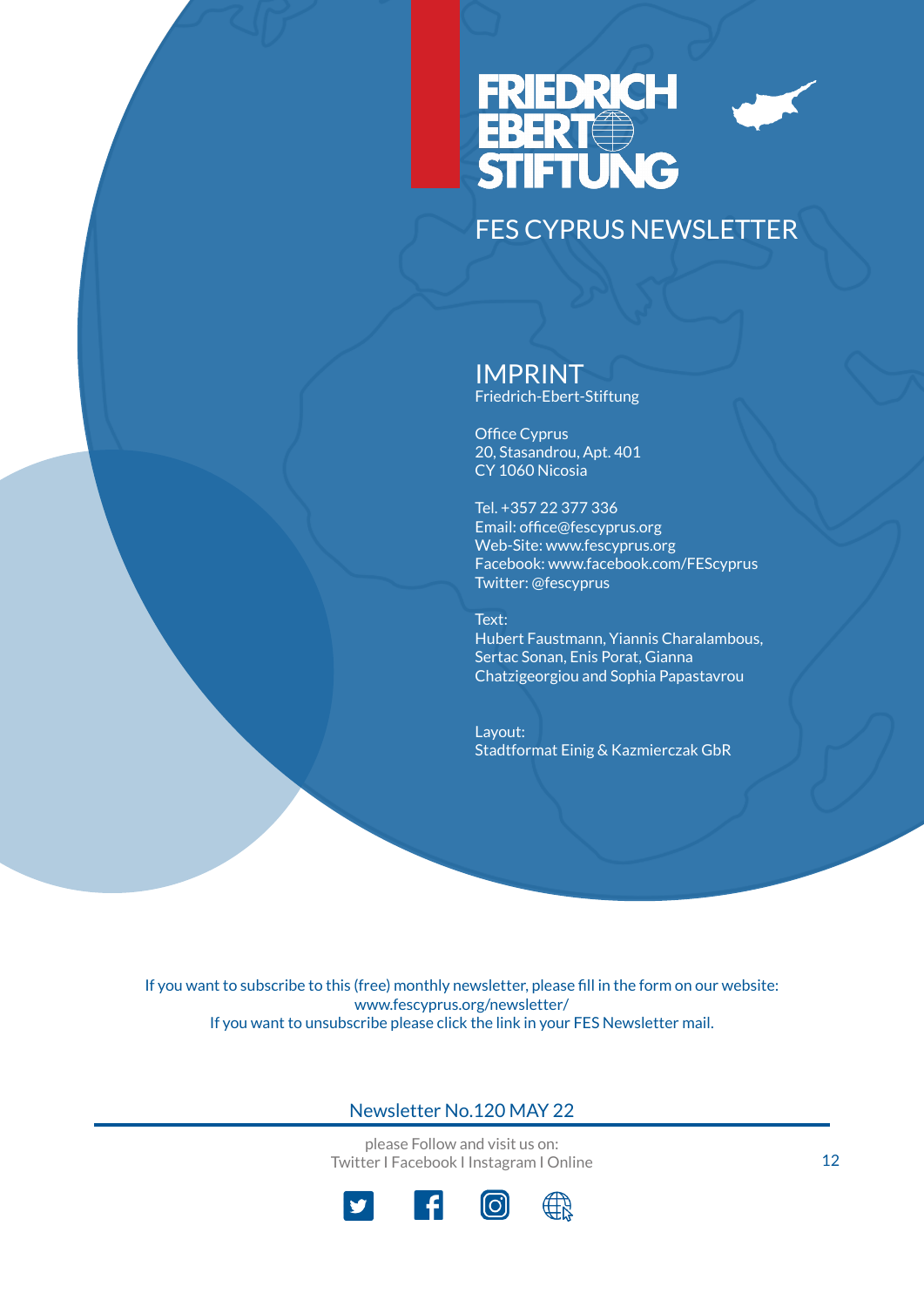FRIEDRICH EBERT STIFTUNG

# FES CYPRUS NEWSLETTER

## IMPRINT

Friedrich-Ebert-Stiftung

Office Cyprus
20, Stasandrou, Apt. 401
CY 1060 Nicosia

Tel. +357 22 377 336
Email: office@fescyprus.org
Web-Site: www.fescyprus.org
Facebook: www.facebook.com/FEScyprus
Twitter: @fescyprus

Text:
Hubert Faustmann, Yiannis Charalambous, Sertac Sonan, Enis Porat, Gianna Chatzigeorgiou and Sophia Papastavrou

Layout:
Stadtformat Einig & Kazmierczak GbR

If you want to subscribe to this (free) monthly newsletter, please fill in the form on our website:
www.fescyprus.org/newsletter/
If you want to unsubscribe please click the link in your FES Newsletter mail.

Newsletter No.120 MAY 22

please Follow and visit us on:
Twitter I Facebook I Instagram I Online